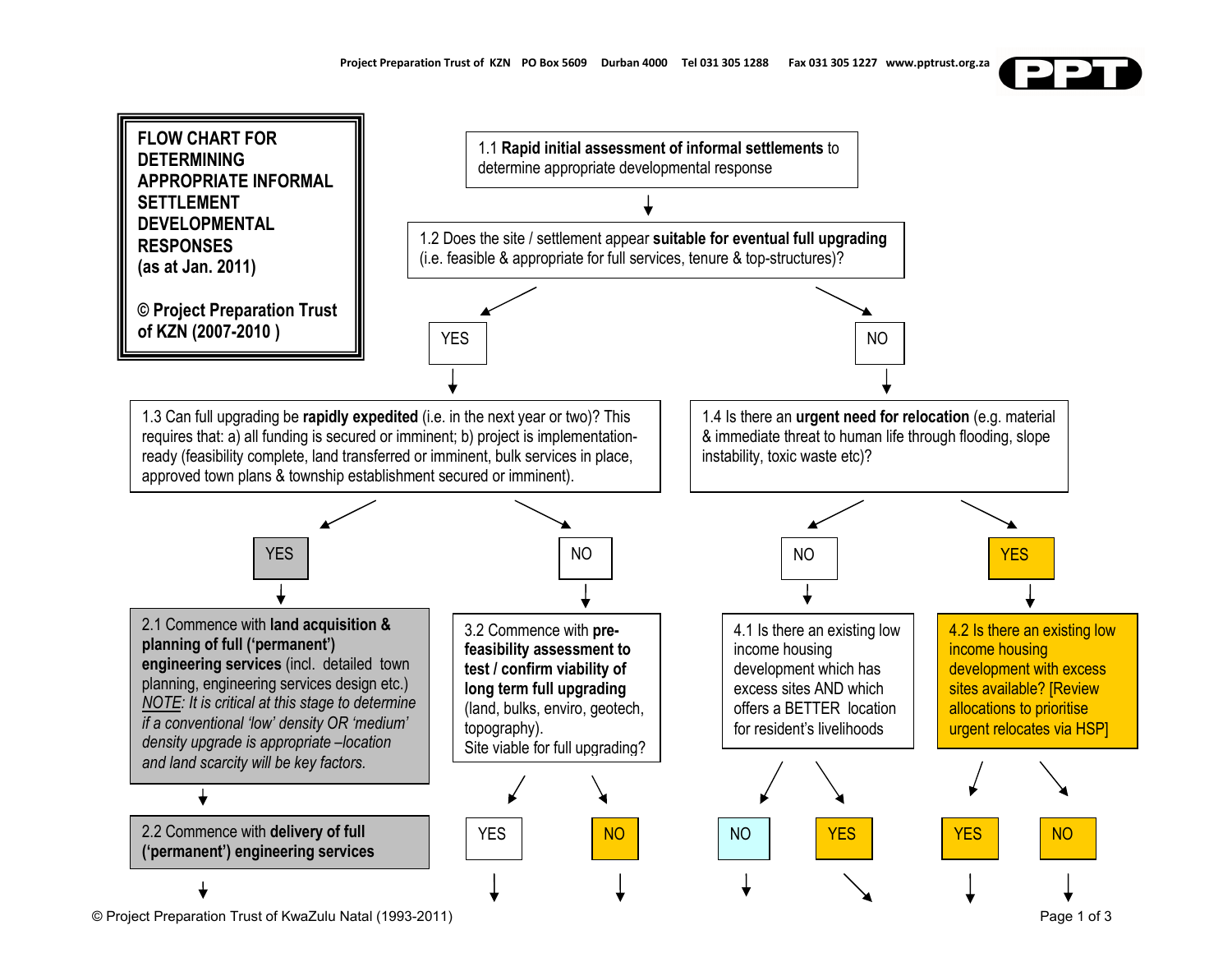**FLOW CHART FOR DETERMINING APPROPRIATE INFORMAL SETTLEMENT DEVELOPMENTAL RESPONSES (as at Jan. 2011)**

**© Project Preparation Trust of KZN (2007-2010 )**

1.1 **Rapid initial assessment of informal settlements** to determine appropriate developmental response

↓

1.2 Does the site / settlement appear **suitable for eventual full upgrading** (i.e. feasible & appropriate for full services, tenure & top-structures)?

- **YES** → 1.3
- **NO** → 1.4

1.3 Can full upgrading be **rapidly expedited** (i.e. in the next year or two)? This requires that: a) all funding is secured or imminent; b) project is implementation-ready (feasibility complete, land transferred or imminent, bulk services in place, approved town plans & township establishment secured or imminent).

- **YES** → 2.1
- **NO** → 3.2

1.4 Is there an **urgent need for relocation** (e.g. material & immediate threat to human life through flooding, slope instability, toxic waste etc)?

- **NO** → 4.1
- **YES** → 4.2

2.1 Commence with **land acquisition & planning of full ('permanent') engineering services** (incl. detailed town planning, engineering services design etc.) *NOTE: It is critical at this stage to determine if a conventional 'low' density OR 'medium' density upgrade is appropriate –location and land scarcity will be key factors.*

↓

2.2 Commence with **delivery of full ('permanent') engineering services**

↓

3.2 Commence with **pre-feasibility assessment to test / confirm viability of long term full upgrading** (land, bulks, enviro, geotech, topography). Site viable for full upgrading?

- YES ↓
- NO ↓

4.1 Is there an existing low income housing development which has excess sites AND which offers a BETTER location for resident's livelihoods

- NO ↓
- YES ↘

4.2 Is there an existing low income housing development with excess sites available? [Review allocations to prioritise urgent relocates via HSP]

- YES ↓
- NO ↓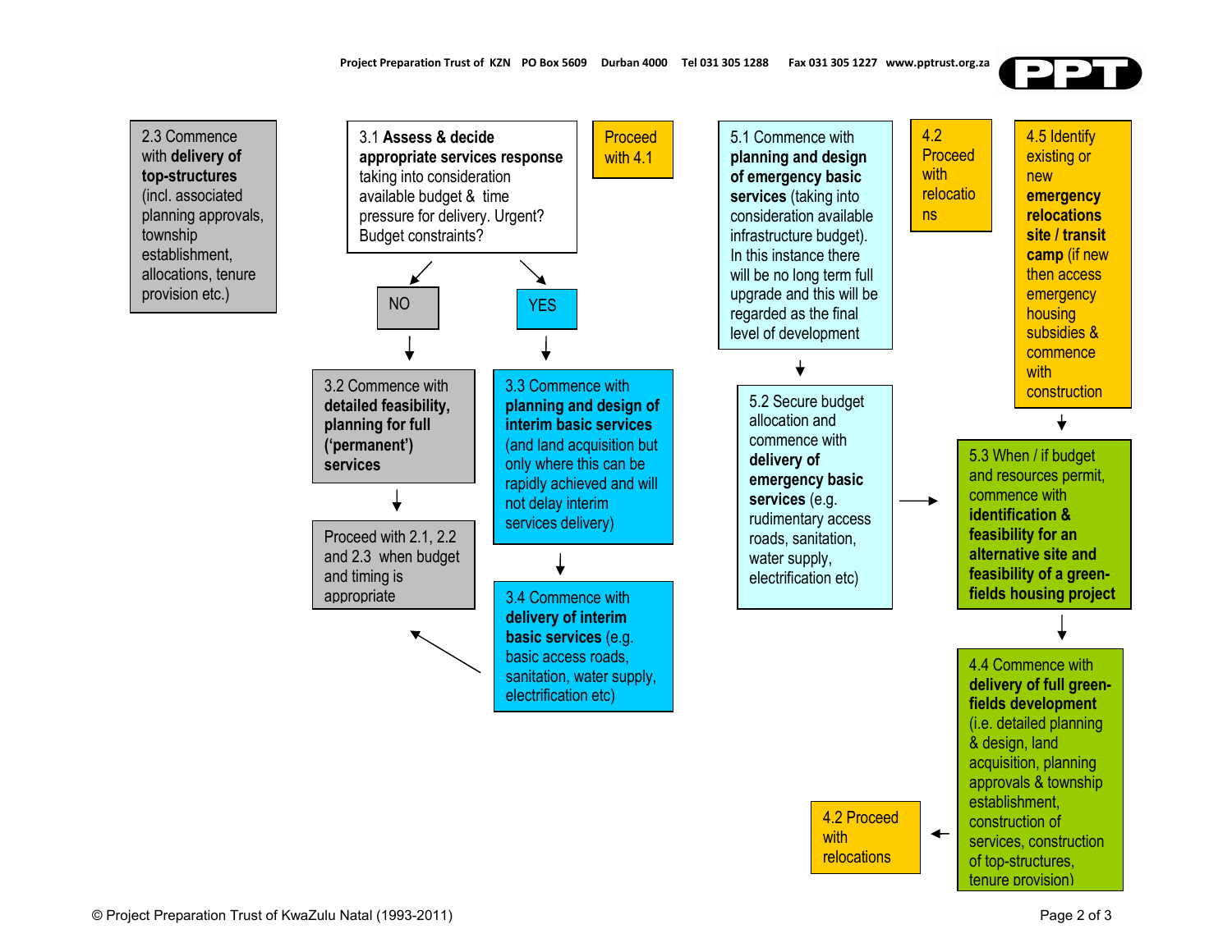2.3 Commence with **delivery of top-structures** (incl. associated planning approvals, township establishment, allocations, tenure provision etc.)

3.1 **Assess & decide appropriate services response** taking into consideration available budget & time pressure for delivery. Urgent? Budget constraints?

Proceed with 4.1

NO

3.2 Commence with **detailed feasibility, planning for full ('permanent') services**

Proceed with 2.1, 2.2 and 2.3 when budget and timing is appropriate

YES

3.3 Commence with **planning and design of interim basic services** (and land acquisition but only where this can be rapidly achieved and will not delay interim services delivery)

3.4 Commence with **delivery of interim basic services** (e.g. basic access roads, sanitation, water supply, electrification etc)

5.1 Commence with **planning and design of emergency basic services** (taking into consideration available infrastructure budget). In this instance there will be no long term full upgrade and this will be regarded as the final level of development

5.2 Secure budget allocation and commence with **delivery of emergency basic services** (e.g. rudimentary access roads, sanitation, water supply, electrification etc)

4.2 Proceed with relocations

4.5 Identify existing or new **emergency relocations site / transit camp** (if new then access emergency housing subsidies & commence with construction

5.3 When / if budget and resources permit, commence with **identification & feasibility for an alternative site and feasibility of a green-fields housing project**

4.4 Commence with **delivery of full green-fields development** (i.e. detailed planning & design, land acquisition, planning approvals & township establishment, construction of services, construction of top-structures, tenure provision)

4.2 Proceed with relocations

© Project Preparation Trust of KwaZulu Natal (1993-2011)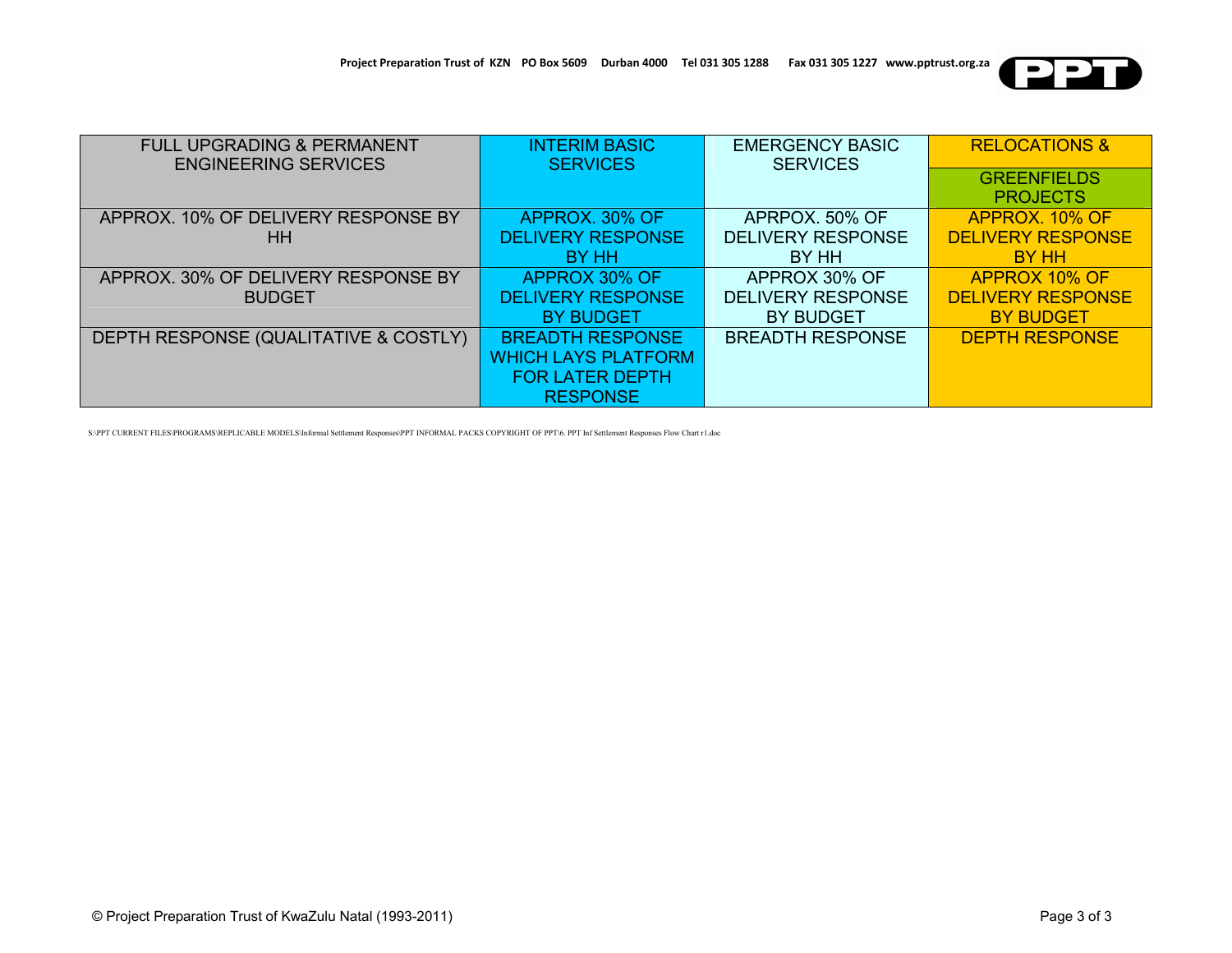| FULL UPGRADING & PERMANENT ENGINEERING SERVICES | INTERIM BASIC SERVICES | EMERGENCY BASIC SERVICES | RELOCATIONS & GREENFIELDS PROJECTS |
|---|---|---|---|
| APPROX. 10% OF DELIVERY RESPONSE BY HH | APPROX. 30% OF DELIVERY RESPONSE BY HH | APRPOX. 50% OF DELIVERY RESPONSE BY HH | APPROX. 10% OF DELIVERY RESPONSE BY HH |
| APPROX. 30% OF DELIVERY RESPONSE BY BUDGET | APPROX 30% OF DELIVERY RESPONSE BY BUDGET | APPROX 30% OF DELIVERY RESPONSE BY BUDGET | APPROX 10% OF DELIVERY RESPONSE BY BUDGET |
| DEPTH RESPONSE (QUALITATIVE & COSTLY) | BREADTH RESPONSE WHICH LAYS PLATFORM FOR LATER DEPTH RESPONSE | BREADTH RESPONSE | DEPTH RESPONSE |

S:\PPT CURRENT FILES\PROGRAMS\REPLICABLE MODELS\Informal Settlement Responses\PPT INFORMAL PACKS COPYRIGHT OF PPT\6. PPT Inf Settlement Responses Flow Chart r1.doc

© Project Preparation Trust of KwaZulu Natal (1993-2011)